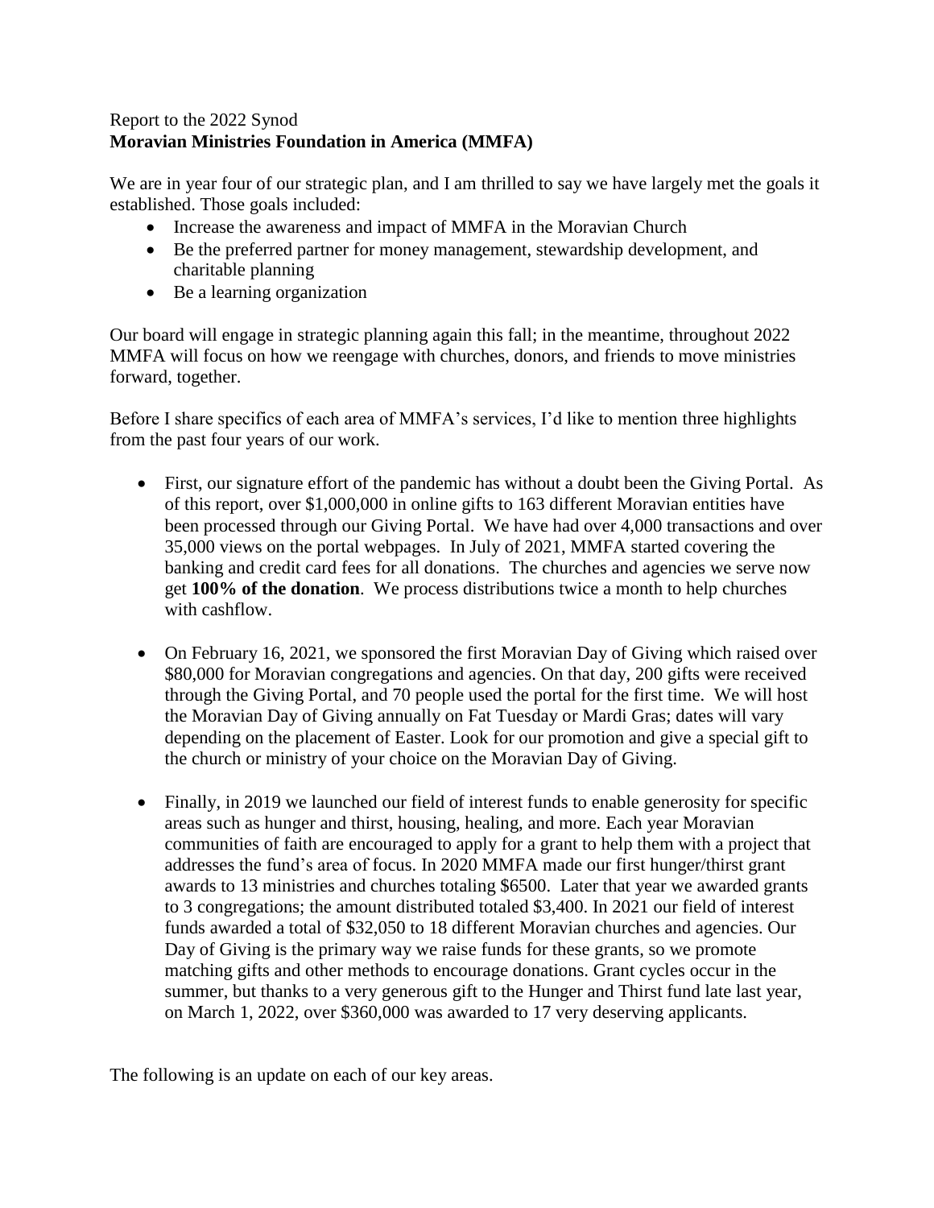Report to the 2022 Synod

**Moravian Ministries Foundation in America (MMFA)**

We are in year four of our strategic plan, and I am thrilled to say we have largely met the goals it established. Those goals included:

- Increase the awareness and impact of MMFA in the Moravian Church
- Be the preferred partner for money management, stewardship development, and charitable planning
- Be a learning organization

Our board will engage in strategic planning again this fall; in the meantime, throughout 2022 MMFA will focus on how we reengage with churches, donors, and friends to move ministries forward, together.

Before I share specifics of each area of MMFA's services, I'd like to mention three highlights from the past four years of our work.

- First, our signature effort of the pandemic has without a doubt been the Giving Portal. As of this report, over $1,000,000 in online gifts to 163 different Moravian entities have been processed through our Giving Portal. We have had over 4,000 transactions and over 35,000 views on the portal webpages. In July of 2021, MMFA started covering the banking and credit card fees for all donations. The churches and agencies we serve now get **100% of the donation**. We process distributions twice a month to help churches with cashflow.

- On February 16, 2021, we sponsored the first Moravian Day of Giving which raised over $80,000 for Moravian congregations and agencies. On that day, 200 gifts were received through the Giving Portal, and 70 people used the portal for the first time. We will host the Moravian Day of Giving annually on Fat Tuesday or Mardi Gras; dates will vary depending on the placement of Easter. Look for our promotion and give a special gift to the church or ministry of your choice on the Moravian Day of Giving.

- Finally, in 2019 we launched our field of interest funds to enable generosity for specific areas such as hunger and thirst, housing, healing, and more. Each year Moravian communities of faith are encouraged to apply for a grant to help them with a project that addresses the fund's area of focus. In 2020 MMFA made our first hunger/thirst grant awards to 13 ministries and churches totaling $6500. Later that year we awarded grants to 3 congregations; the amount distributed totaled $3,400. In 2021 our field of interest funds awarded a total of $32,050 to 18 different Moravian churches and agencies. Our Day of Giving is the primary way we raise funds for these grants, so we promote matching gifts and other methods to encourage donations. Grant cycles occur in the summer, but thanks to a very generous gift to the Hunger and Thirst fund late last year, on March 1, 2022, over $360,000 was awarded to 17 very deserving applicants.

The following is an update on each of our key areas.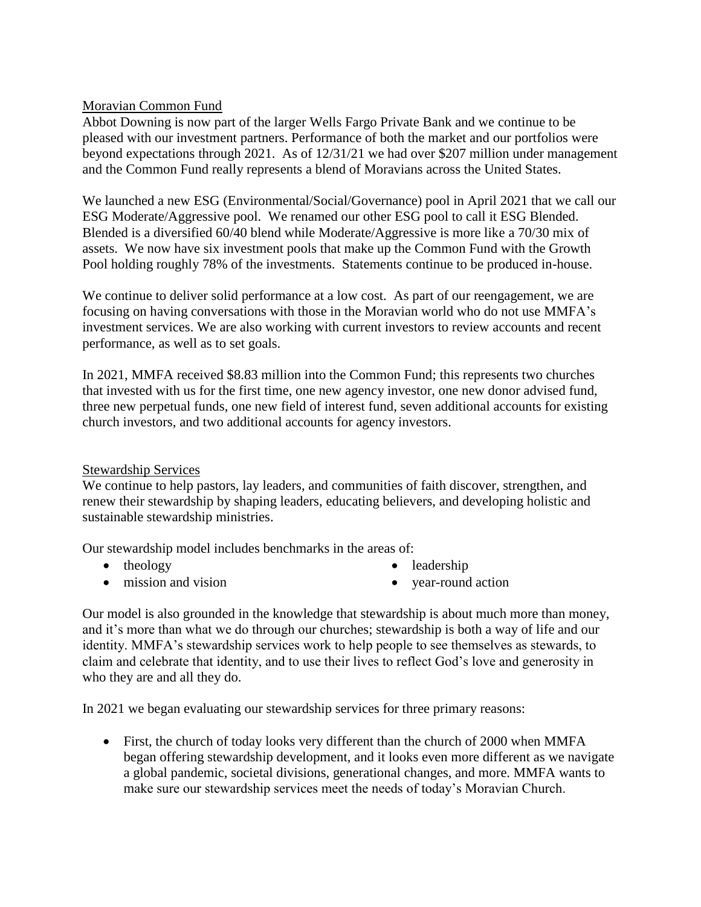## Moravian Common Fund

Abbot Downing is now part of the larger Wells Fargo Private Bank and we continue to be pleased with our investment partners. Performance of both the market and our portfolios were beyond expectations through 2021. As of 12/31/21 we had over $207 million under management and the Common Fund really represents a blend of Moravians across the United States.

We launched a new ESG (Environmental/Social/Governance) pool in April 2021 that we call our ESG Moderate/Aggressive pool. We renamed our other ESG pool to call it ESG Blended. Blended is a diversified 60/40 blend while Moderate/Aggressive is more like a 70/30 mix of assets. We now have six investment pools that make up the Common Fund with the Growth Pool holding roughly 78% of the investments. Statements continue to be produced in-house.

We continue to deliver solid performance at a low cost. As part of our reengagement, we are focusing on having conversations with those in the Moravian world who do not use MMFA's investment services. We are also working with current investors to review accounts and recent performance, as well as to set goals.

In 2021, MMFA received $8.83 million into the Common Fund; this represents two churches that invested with us for the first time, one new agency investor, one new donor advised fund, three new perpetual funds, one new field of interest fund, seven additional accounts for existing church investors, and two additional accounts for agency investors.

## Stewardship Services

We continue to help pastors, lay leaders, and communities of faith discover, strengthen, and renew their stewardship by shaping leaders, educating believers, and developing holistic and sustainable stewardship ministries.

Our stewardship model includes benchmarks in the areas of:

- theology
- mission and vision
- leadership
- year-round action

Our model is also grounded in the knowledge that stewardship is about much more than money, and it's more than what we do through our churches; stewardship is both a way of life and our identity. MMFA's stewardship services work to help people to see themselves as stewards, to claim and celebrate that identity, and to use their lives to reflect God's love and generosity in who they are and all they do.

In 2021 we began evaluating our stewardship services for three primary reasons:

- First, the church of today looks very different than the church of 2000 when MMFA began offering stewardship development, and it looks even more different as we navigate a global pandemic, societal divisions, generational changes, and more. MMFA wants to make sure our stewardship services meet the needs of today's Moravian Church.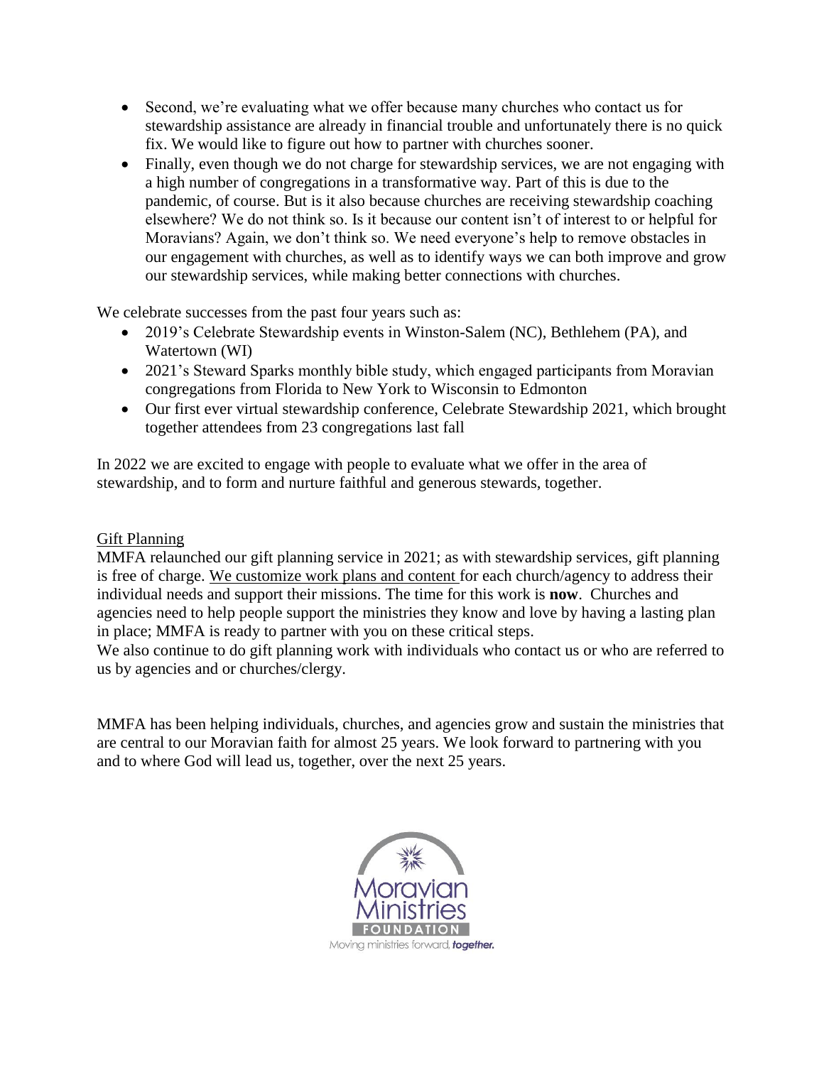- Second, we're evaluating what we offer because many churches who contact us for stewardship assistance are already in financial trouble and unfortunately there is no quick fix. We would like to figure out how to partner with churches sooner.
- Finally, even though we do not charge for stewardship services, we are not engaging with a high number of congregations in a transformative way. Part of this is due to the pandemic, of course. But is it also because churches are receiving stewardship coaching elsewhere? We do not think so. Is it because our content isn't of interest to or helpful for Moravians? Again, we don't think so. We need everyone's help to remove obstacles in our engagement with churches, as well as to identify ways we can both improve and grow our stewardship services, while making better connections with churches.

We celebrate successes from the past four years such as:

- 2019's Celebrate Stewardship events in Winston-Salem (NC), Bethlehem (PA), and Watertown (WI)
- 2021's Steward Sparks monthly bible study, which engaged participants from Moravian congregations from Florida to New York to Wisconsin to Edmonton
- Our first ever virtual stewardship conference, Celebrate Stewardship 2021, which brought together attendees from 23 congregations last fall

In 2022 we are excited to engage with people to evaluate what we offer in the area of stewardship, and to form and nurture faithful and generous stewards, together.

## Gift Planning

MMFA relaunched our gift planning service in 2021; as with stewardship services, gift planning is free of charge. We customize work plans and content for each church/agency to address their individual needs and support their missions. The time for this work is **now**. Churches and agencies need to help people support the ministries they know and love by having a lasting plan in place; MMFA is ready to partner with you on these critical steps.
We also continue to do gift planning work with individuals who contact us or who are referred to us by agencies and or churches/clergy.

MMFA has been helping individuals, churches, and agencies grow and sustain the ministries that are central to our Moravian faith for almost 25 years. We look forward to partnering with you and to where God will lead us, together, over the next 25 years.

Moravian Ministries FOUNDATION
Moving ministries forward, ***together.***